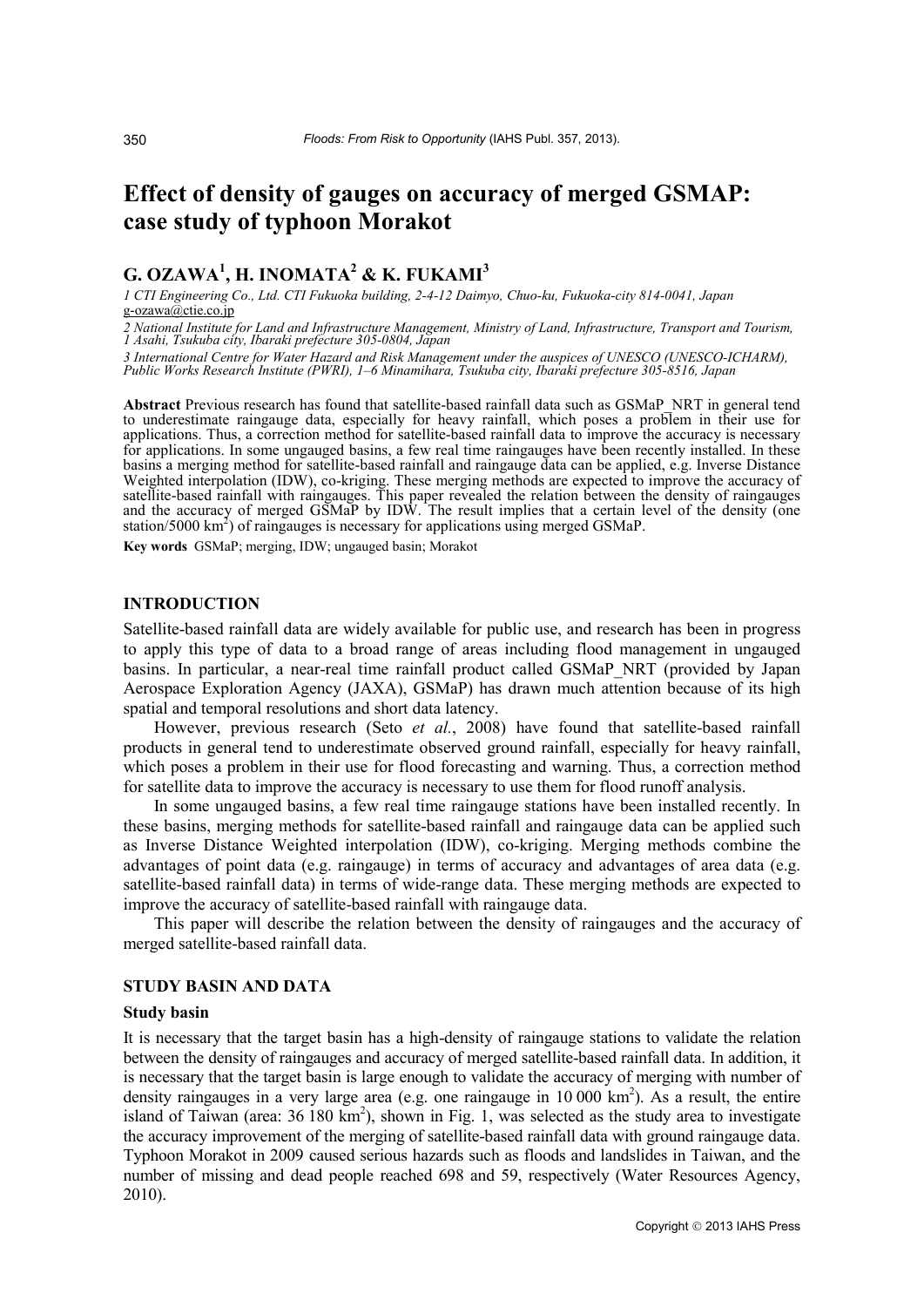# Effect of density of gauges on accuracy of merged GSMAP: case study of typhoon Morakot

## G. OZAWA[1], H. INOMATA[2] & K. FUKAMI[3]

*1 CTI Engineering Co., Ltd. CTI Fukuoka building, 2-4-12 Daimyo, Chuo-ku, Fukuoka-city 814-0041, Japan*
g-ozawa@ctie.co.jp

*2 National Institute for Land and Infrastructure Management, Ministry of Land, Infrastructure, Transport and Tourism, 1 Asahi, Tsukuba city, Ibaraki prefecture 305-0804, Japan*

*3 International Centre for Water Hazard and Risk Management under the auspices of UNESCO (UNESCO-ICHARM), Public Works Research Institute (PWRI), 1–6 Minamihara, Tsukuba city, Ibaraki prefecture 305-8516, Japan*

**Abstract** Previous research has found that satellite-based rainfall data such as GSMaP_NRT in general tend to underestimate raingauge data, especially for heavy rainfall, which poses a problem in their use for applications. Thus, a correction method for satellite-based rainfall data to improve the accuracy is necessary for applications. In some ungauged basins, a few real time raingauges have been recently installed. In these basins a merging method for satellite-based rainfall and raingauge data can be applied, e.g. Inverse Distance Weighted interpolation (IDW), co-kriging. These merging methods are expected to improve the accuracy of satellite-based rainfall with raingauges. This paper revealed the relation between the density of raingauges and the accuracy of merged GSMaP by IDW. The result implies that a certain level of the density (one station/5000 km$^2$) of raingauges is necessary for applications using merged GSMaP.

**Key words** GSMaP; merging, IDW; ungauged basin; Morakot

## INTRODUCTION

Satellite-based rainfall data are widely available for public use, and research has been in progress to apply this type of data to a broad range of areas including flood management in ungauged basins. In particular, a near-real time rainfall product called GSMaP_NRT (provided by Japan Aerospace Exploration Agency (JAXA), GSMaP) has drawn much attention because of its high spatial and temporal resolutions and short data latency.

However, previous research (Seto *et al.*, 2008) have found that satellite-based rainfall products in general tend to underestimate observed ground rainfall, especially for heavy rainfall, which poses a problem in their use for flood forecasting and warning. Thus, a correction method for satellite data to improve the accuracy is necessary to use them for flood runoff analysis.

In some ungauged basins, a few real time raingauge stations have been installed recently. In these basins, merging methods for satellite-based rainfall and raingauge data can be applied such as Inverse Distance Weighted interpolation (IDW), co-kriging. Merging methods combine the advantages of point data (e.g. raingauge) in terms of accuracy and advantages of area data (e.g. satellite-based rainfall data) in terms of wide-range data. These merging methods are expected to improve the accuracy of satellite-based rainfall with raingauge data.

This paper will describe the relation between the density of raingauges and the accuracy of merged satellite-based rainfall data.

## STUDY BASIN AND DATA

### Study basin

It is necessary that the target basin has a high-density of raingauge stations to validate the relation between the density of raingauges and accuracy of merged satellite-based rainfall data. In addition, it is necessary that the target basin is large enough to validate the accuracy of merging with number of density raingauges in a very large area (e.g. one raingauge in 10 000 km$^2$). As a result, the entire island of Taiwan (area: 36 180 km$^2$), shown in Fig. 1, was selected as the study area to investigate the accuracy improvement of the merging of satellite-based rainfall data with ground raingauge data. Typhoon Morakot in 2009 caused serious hazards such as floods and landslides in Taiwan, and the number of missing and dead people reached 698 and 59, respectively (Water Resources Agency, 2010).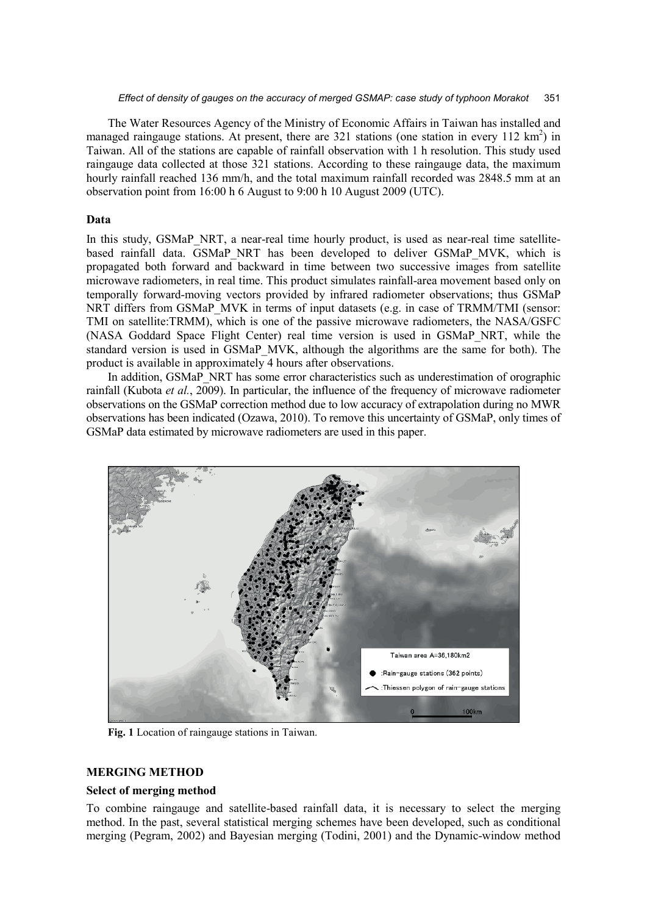The Water Resources Agency of the Ministry of Economic Affairs in Taiwan has installed and managed raingauge stations. At present, there are 321 stations (one station in every 112 km$^2$) in Taiwan. All of the stations are capable of rainfall observation with 1 h resolution. This study used raingauge data collected at those 321 stations. According to these raingauge data, the maximum hourly rainfall reached 136 mm/h, and the total maximum rainfall recorded was 2848.5 mm at an observation point from 16:00 h 6 August to 9:00 h 10 August 2009 (UTC).

### Data

In this study, GSMaP_NRT, a near-real time hourly product, is used as near-real time satellite-based rainfall data. GSMaP_NRT has been developed to deliver GSMaP_MVK, which is propagated both forward and backward in time between two successive images from satellite microwave radiometers, in real time. This product simulates rainfall-area movement based only on temporally forward-moving vectors provided by infrared radiometer observations; thus GSMaP NRT differs from GSMaP_MVK in terms of input datasets (e.g. in case of TRMM/TMI (sensor: TMI on satellite:TRMM), which is one of the passive microwave radiometers, the NASA/GSFC (NASA Goddard Space Flight Center) real time version is used in GSMaP_NRT, while the standard version is used in GSMaP_MVK, although the algorithms are the same for both). The product is available in approximately 4 hours after observations.

In addition, GSMaP_NRT has some error characteristics such as underestimation of orographic rainfall (Kubota *et al.*, 2009). In particular, the influence of the frequency of microwave radiometer observations on the GSMaP correction method due to low accuracy of extrapolation during no MWR observations has been indicated (Ozawa, 2010). To remove this uncertainty of GSMaP, only times of GSMaP data estimated by microwave radiometers are used in this paper.

**Fig. 1** Location of raingauge stations in Taiwan.

## MERGING METHOD

### Select of merging method

To combine raingauge and satellite-based rainfall data, it is necessary to select the merging method. In the past, several statistical merging schemes have been developed, such as conditional merging (Pegram, 2002) and Bayesian merging (Todini, 2001) and the Dynamic-window method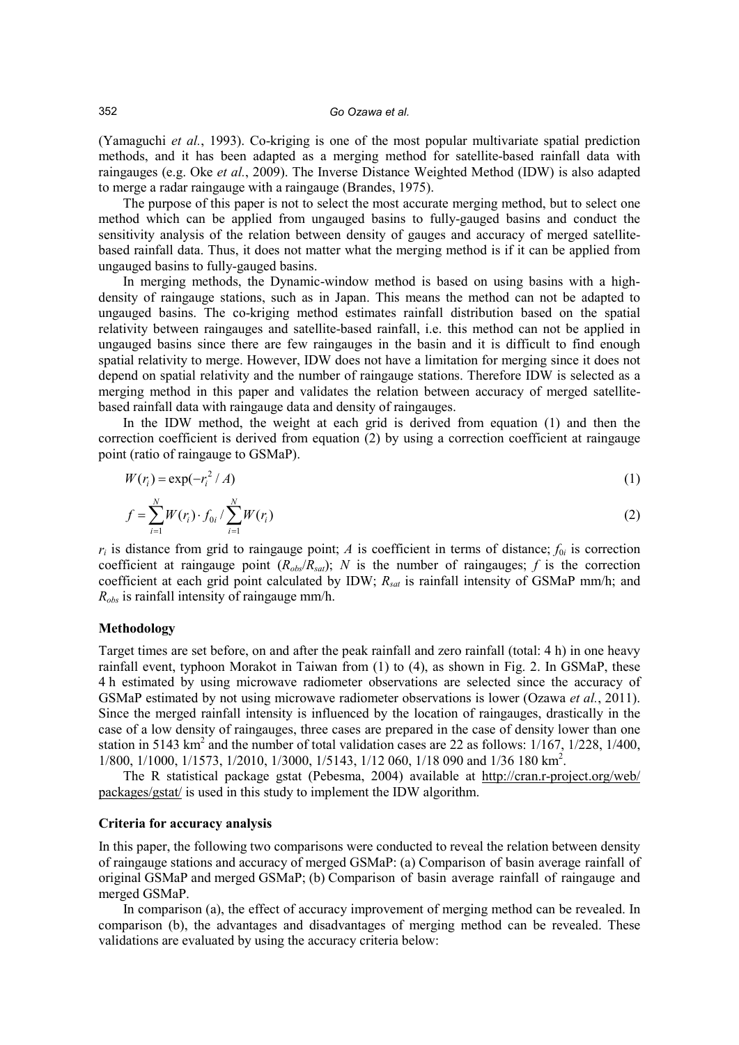(Yamaguchi *et al.*, 1993). Co-kriging is one of the most popular multivariate spatial prediction methods, and it has been adapted as a merging method for satellite-based rainfall data with raingauges (e.g. Oke *et al.*, 2009). The Inverse Distance Weighted Method (IDW) is also adapted to merge a radar raingauge with a raingauge (Brandes, 1975).

The purpose of this paper is not to select the most accurate merging method, but to select one method which can be applied from ungauged basins to fully-gauged basins and conduct the sensitivity analysis of the relation between density of gauges and accuracy of merged satellite-based rainfall data. Thus, it does not matter what the merging method is if it can be applied from ungauged basins to fully-gauged basins.

In merging methods, the Dynamic-window method is based on using basins with a high-density of raingauge stations, such as in Japan. This means the method can not be adapted to ungauged basins. The co-kriging method estimates rainfall distribution based on the spatial relativity between raingauges and satellite-based rainfall, i.e. this method can not be applied in ungauged basins since there are few raingauges in the basin and it is difficult to find enough spatial relativity to merge. However, IDW does not have a limitation for merging since it does not depend on spatial relativity and the number of raingauge stations. Therefore IDW is selected as a merging method in this paper and validates the relation between accuracy of merged satellite-based rainfall data with raingauge data and density of raingauges.

In the IDW method, the weight at each grid is derived from equation (1) and then the correction coefficient is derived from equation (2) by using a correction coefficient at raingauge point (ratio of raingauge to GSMaP).

$$W(r_i) = \exp(-r_i^2 / A) \tag{1}$$

$$f = \sum_{i=1}^{N} W(r_i) \cdot f_{0i} / \sum_{i=1}^{N} W(r_i) \tag{2}$$

$r_i$ is distance from grid to raingauge point; $A$ is coefficient in terms of distance; $f_{0i}$ is correction coefficient at raingauge point ($R_{obs}/R_{sat}$); $N$ is the number of raingauges; $f$ is the correction coefficient at each grid point calculated by IDW; $R_{sat}$ is rainfall intensity of GSMaP mm/h; and $R_{obs}$ is rainfall intensity of raingauge mm/h.

### Methodology

Target times are set before, on and after the peak rainfall and zero rainfall (total: 4 h) in one heavy rainfall event, typhoon Morakot in Taiwan from (1) to (4), as shown in Fig. 2. In GSMaP, these 4 h estimated by using microwave radiometer observations are selected since the accuracy of GSMaP estimated by not using microwave radiometer observations is lower (Ozawa *et al.*, 2011). Since the merged rainfall intensity is influenced by the location of raingauges, drastically in the case of a low density of raingauges, three cases are prepared in the case of density lower than one station in 5143 km$^2$ and the number of total validation cases are 22 as follows: 1/167, 1/228, 1/400, 1/800, 1/1000, 1/1573, 1/2010, 1/3000, 1/5143, 1/12 060, 1/18 090 and 1/36 180 km$^2$.

The R statistical package gstat (Pebesma, 2004) available at http://cran.r-project.org/web/packages/gstat/ is used in this study to implement the IDW algorithm.

### Criteria for accuracy analysis

In this paper, the following two comparisons were conducted to reveal the relation between density of raingauge stations and accuracy of merged GSMaP: (a) Comparison of basin average rainfall of original GSMaP and merged GSMaP; (b) Comparison of basin average rainfall of raingauge and merged GSMaP.

In comparison (a), the effect of accuracy improvement of merging method can be revealed. In comparison (b), the advantages and disadvantages of merging method can be revealed. These validations are evaluated by using the accuracy criteria below: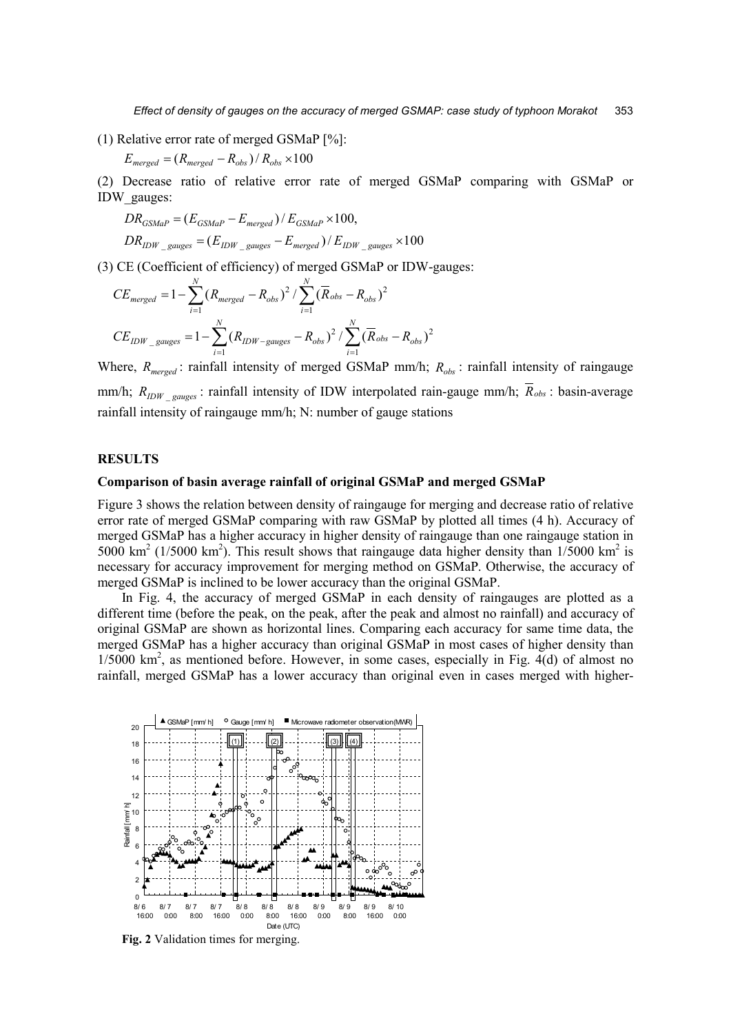(1) Relative error rate of merged GSMaP [%]:

$$E_{merged} = (R_{merged} - R_{obs}) / R_{obs} \times 100$$

(2) Decrease ratio of relative error rate of merged GSMaP comparing with GSMaP or IDW_gauges:

$$DR_{GSMaP} = (E_{GSMaP} - E_{merged}) / E_{GSMaP} \times 100,$$

$$DR_{IDW\_gauges} = (E_{IDW\_gauges} - E_{merged}) / E_{IDW\_gauges} \times 100$$

(3) CE (Coefficient of efficiency) of merged GSMaP or IDW-gauges:

$$CE_{merged} = 1 - \sum_{i=1}^{N} (R_{merged} - R_{obs})^2 / \sum_{i=1}^{N} (\overline{R}_{obs} - R_{obs})^2$$

$$CE_{IDW\_gauges} = 1 - \sum_{i=1}^{N} (R_{IDW-gauges} - R_{obs})^2 / \sum_{i=1}^{N} (\overline{R}_{obs} - R_{obs})^2$$

Where, $R_{merged}$: rainfall intensity of merged GSMaP mm/h; $R_{obs}$: rainfall intensity of raingauge mm/h; $R_{IDW\_gauges}$: rainfall intensity of IDW interpolated rain-gauge mm/h; $\overline{R}_{obs}$: basin-average rainfall intensity of raingauge mm/h; N: number of gauge stations

## RESULTS

### Comparison of basin average rainfall of original GSMaP and merged GSMaP

Figure 3 shows the relation between density of raingauge for merging and decrease ratio of relative error rate of merged GSMaP comparing with raw GSMaP by plotted all times (4 h). Accuracy of merged GSMaP has a higher accuracy in higher density of raingauge than one raingauge station in 5000 km$^2$ (1/5000 km$^2$). This result shows that raingauge data higher density than 1/5000 km$^2$ is necessary for accuracy improvement for merging method on GSMaP. Otherwise, the accuracy of merged GSMaP is inclined to be lower accuracy than the original GSMaP.

In Fig. 4, the accuracy of merged GSMaP in each density of raingauges are plotted as a different time (before the peak, on the peak, after the peak and almost no rainfall) and accuracy of original GSMaP are shown as horizontal lines. Comparing each accuracy for same time data, the merged GSMaP has a higher accuracy than original GSMaP in most cases of higher density than 1/5000 km$^2$, as mentioned before. However, in some cases, especially in Fig. 4(d) of almost no rainfall, merged GSMaP has a lower accuracy than original even in cases merged with higher-

**Fig. 2** Validation times for merging.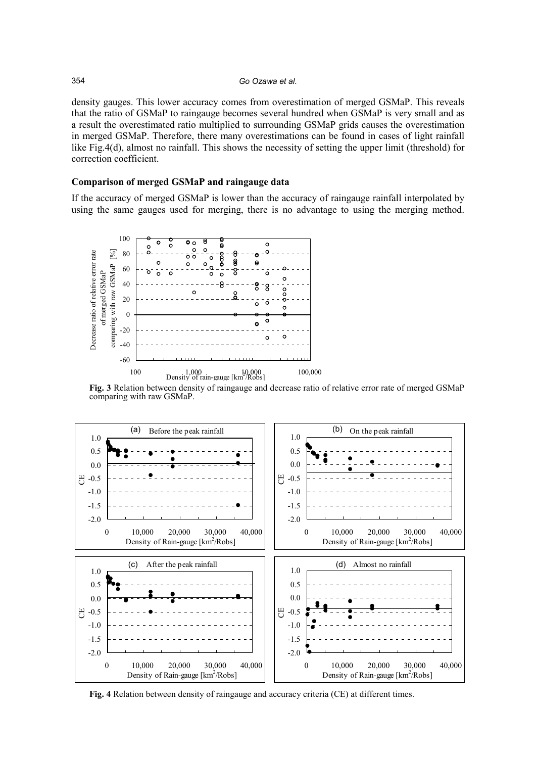density gauges. This lower accuracy comes from overestimation of merged GSMaP. This reveals that the ratio of GSMaP to raingauge becomes several hundred when GSMaP is very small and as a result the overestimated ratio multiplied to surrounding GSMaP grids causes the overestimation in merged GSMaP. Therefore, there many overestimations can be found in cases of light rainfall like Fig.4(d), almost no rainfall. This shows the necessity of setting the upper limit (threshold) for correction coefficient.

### Comparison of merged GSMaP and raingauge data

If the accuracy of merged GSMaP is lower than the accuracy of raingauge rainfall interpolated by using the same gauges used for merging, there is no advantage to using the merging method.

**Fig. 3** Relation between density of raingauge and decrease ratio of relative error rate of merged GSMaP comparing with raw GSMaP.

**Fig. 4** Relation between density of raingauge and accuracy criteria (CE) at different times.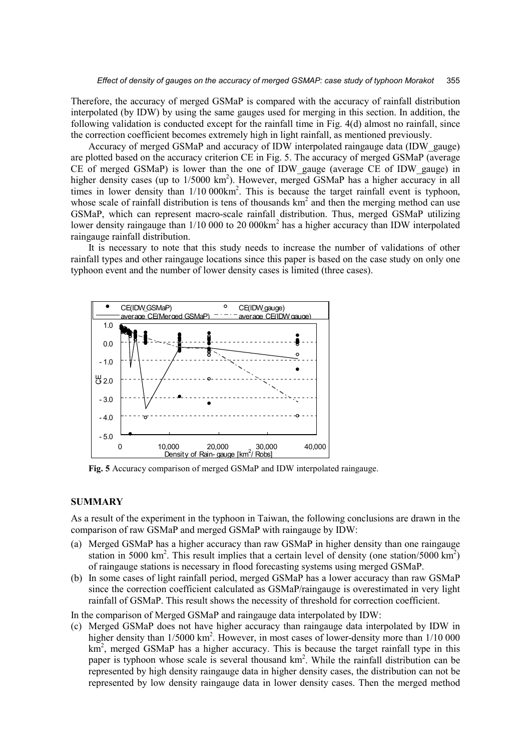Therefore, the accuracy of merged GSMaP is compared with the accuracy of rainfall distribution interpolated (by IDW) by using the same gauges used for merging in this section. In addition, the following validation is conducted except for the rainfall time in Fig. 4(d) almost no rainfall, since the correction coefficient becomes extremely high in light rainfall, as mentioned previously.

Accuracy of merged GSMaP and accuracy of IDW interpolated raingauge data (IDW_gauge) are plotted based on the accuracy criterion CE in Fig. 5. The accuracy of merged GSMaP (average CE of merged GSMaP) is lower than the one of IDW_gauge (average CE of IDW_gauge) in higher density cases (up to 1/5000 km$^2$). However, merged GSMaP has a higher accuracy in all times in lower density than 1/10 000km$^2$. This is because the target rainfall event is typhoon, whose scale of rainfall distribution is tens of thousands km$^2$ and then the merging method can use GSMaP, which can represent macro-scale rainfall distribution. Thus, merged GSMaP utilizing lower density raingauge than 1/10 000 to 20 000km$^2$ has a higher accuracy than IDW interpolated raingauge rainfall distribution.

It is necessary to note that this study needs to increase the number of validations of other rainfall types and other raingauge locations since this paper is based on the case study on only one typhoon event and the number of lower density cases is limited (three cases).

**Fig. 5** Accuracy comparison of merged GSMaP and IDW interpolated raingauge.

## SUMMARY

As a result of the experiment in the typhoon in Taiwan, the following conclusions are drawn in the comparison of raw GSMaP and merged GSMaP with raingauge by IDW:

(a) Merged GSMaP has a higher accuracy than raw GSMaP in higher density than one raingauge station in 5000 km$^2$. This result implies that a certain level of density (one station/5000 km$^2$) of raingauge stations is necessary in flood forecasting systems using merged GSMaP.

(b) In some cases of light rainfall period, merged GSMaP has a lower accuracy than raw GSMaP since the correction coefficient calculated as GSMaP/raingauge is overestimated in very light rainfall of GSMaP. This result shows the necessity of threshold for correction coefficient.

In the comparison of Merged GSMaP and raingauge data interpolated by IDW:

(c) Merged GSMaP does not have higher accuracy than raingauge data interpolated by IDW in higher density than 1/5000 km$^2$. However, in most cases of lower-density more than 1/10 000 km$^2$, merged GSMaP has a higher accuracy. This is because the target rainfall type in this paper is typhoon whose scale is several thousand km$^2$. While the rainfall distribution can be represented by high density raingauge data in higher density cases, the distribution can not be represented by low density raingauge data in lower density cases. Then the merged method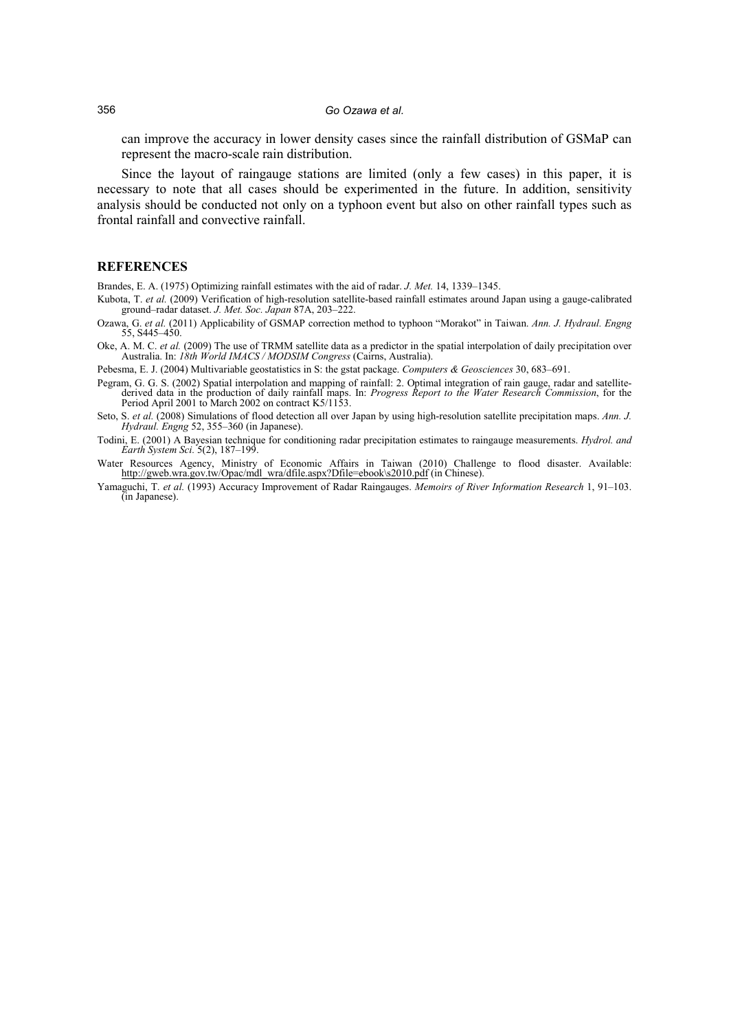can improve the accuracy in lower density cases since the rainfall distribution of GSMaP can represent the macro-scale rain distribution.

Since the layout of raingauge stations are limited (only a few cases) in this paper, it is necessary to note that all cases should be experimented in the future. In addition, sensitivity analysis should be conducted not only on a typhoon event but also on other rainfall types such as frontal rainfall and convective rainfall.

## REFERENCES

Brandes, E. A. (1975) Optimizing rainfall estimates with the aid of radar. *J. Met.* 14, 1339–1345.

Kubota, T. *et al.* (2009) Verification of high-resolution satellite-based rainfall estimates around Japan using a gauge-calibrated ground–radar dataset. *J. Met. Soc. Japan* 87A, 203–222.

Ozawa, G. *et al.* (2011) Applicability of GSMAP correction method to typhoon "Morakot" in Taiwan. *Ann. J. Hydraul. Engng* 55, S445–450.

Oke, A. M. C. *et al.* (2009) The use of TRMM satellite data as a predictor in the spatial interpolation of daily precipitation over Australia. In: *18th World IMACS / MODSIM Congress* (Cairns, Australia).

Pebesma, E. J. (2004) Multivariable geostatistics in S: the gstat package. *Computers & Geosciences* 30, 683–691.

Pegram, G. G. S. (2002) Spatial interpolation and mapping of rainfall: 2. Optimal integration of rain gauge, radar and satellite-derived data in the production of daily rainfall maps. In: *Progress Report to the Water Research Commission*, for the Period April 2001 to March 2002 on contract K5/1153.

Seto, S. *et al.* (2008) Simulations of flood detection all over Japan by using high-resolution satellite precipitation maps. *Ann. J. Hydraul. Engng* 52, 355–360 (in Japanese).

Todini, E. (2001) A Bayesian technique for conditioning radar precipitation estimates to raingauge measurements. *Hydrol. and Earth System Sci.* 5(2), 187–199.

Water Resources Agency, Ministry of Economic Affairs in Taiwan (2010) Challenge to flood disaster. Available: http://gweb.wra.gov.tw/Opac/mdl_wra/dfile.aspx?Dfile=ebook\s2010.pdf (in Chinese).

Yamaguchi, T. *et al.* (1993) Accuracy Improvement of Radar Raingauges. *Memoirs of River Information Research* 1, 91–103. (in Japanese).